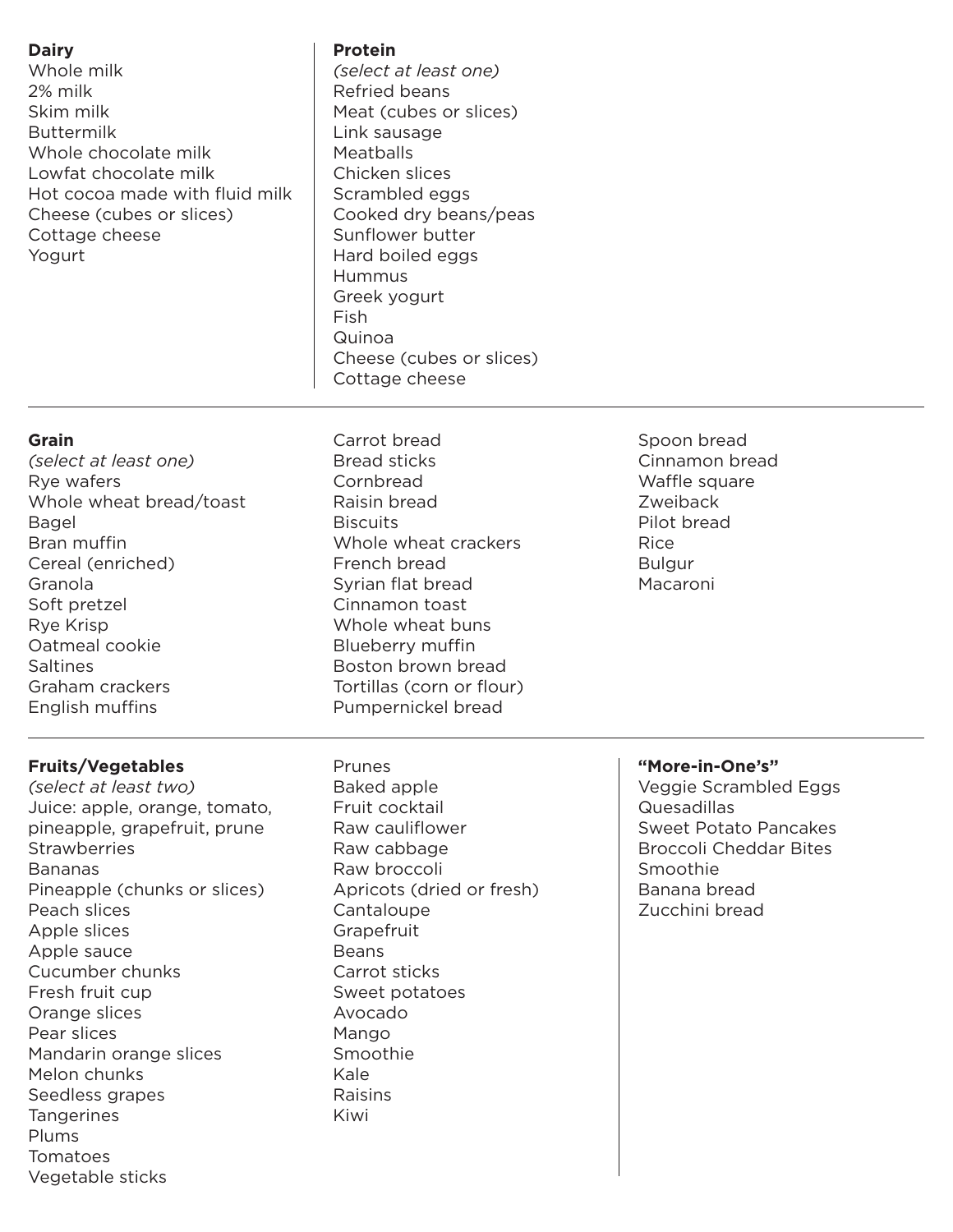**Dairy**

- Whole milk
- 2% milk
- Skim milk
- Buttermilk
- Whole chocolate milk
- Lowfat chocolate milk
- Hot cocoa made with fluid milk
- Cheese (cubes or slices)
- Cottage cheese
- Yogurt

**Protein**

*(select at least one)*

- Refried beans
- Meat (cubes or slices)
- Link sausage
- Meatballs
- Chicken slices
- Scrambled eggs
- Cooked dry beans/peas
- Sunflower butter
- Hard boiled eggs
- Hummus
- Greek yogurt
- Fish
- Quinoa
- Cheese (cubes or slices)
- Cottage cheese

---

**Grain**

*(select at least one)*

- Rye wafers
- Whole wheat bread/toast
- Bagel
- Bran muffin
- Cereal (enriched)
- Granola
- Soft pretzel
- Rye Krisp
- Oatmeal cookie
- Saltines
- Graham crackers
- English muffins
- Carrot bread
- Bread sticks
- Cornbread
- Raisin bread
- Biscuits
- Whole wheat crackers
- French bread
- Syrian flat bread
- Cinnamon toast
- Whole wheat buns
- Blueberry muffin
- Boston brown bread
- Tortillas (corn or flour)
- Pumpernickel bread
- Spoon bread
- Cinnamon bread
- Waffle square
- Zweiback
- Pilot bread
- Rice
- Bulgur
- Macaroni

---

**Fruits/Vegetables**

*(select at least two)*

- Juice: apple, orange, tomato, pineapple, grapefruit, prune
- Strawberries
- Bananas
- Pineapple (chunks or slices)
- Peach slices
- Apple slices
- Apple sauce
- Cucumber chunks
- Fresh fruit cup
- Orange slices
- Pear slices
- Mandarin orange slices
- Melon chunks
- Seedless grapes
- Tangerines
- Plums
- Tomatoes
- Vegetable sticks
- Prunes
- Baked apple
- Fruit cocktail
- Raw cauliflower
- Raw cabbage
- Raw broccoli
- Apricots (dried or fresh)
- Cantaloupe
- Grapefruit
- Beans
- Carrot sticks
- Sweet potatoes
- Avocado
- Mango
- Smoothie
- Kale
- Raisins
- Kiwi

**"More-in-One's"**

- Veggie Scrambled Eggs
- Quesadillas
- Sweet Potato Pancakes
- Broccoli Cheddar Bites
- Smoothie
- Banana bread
- Zucchini bread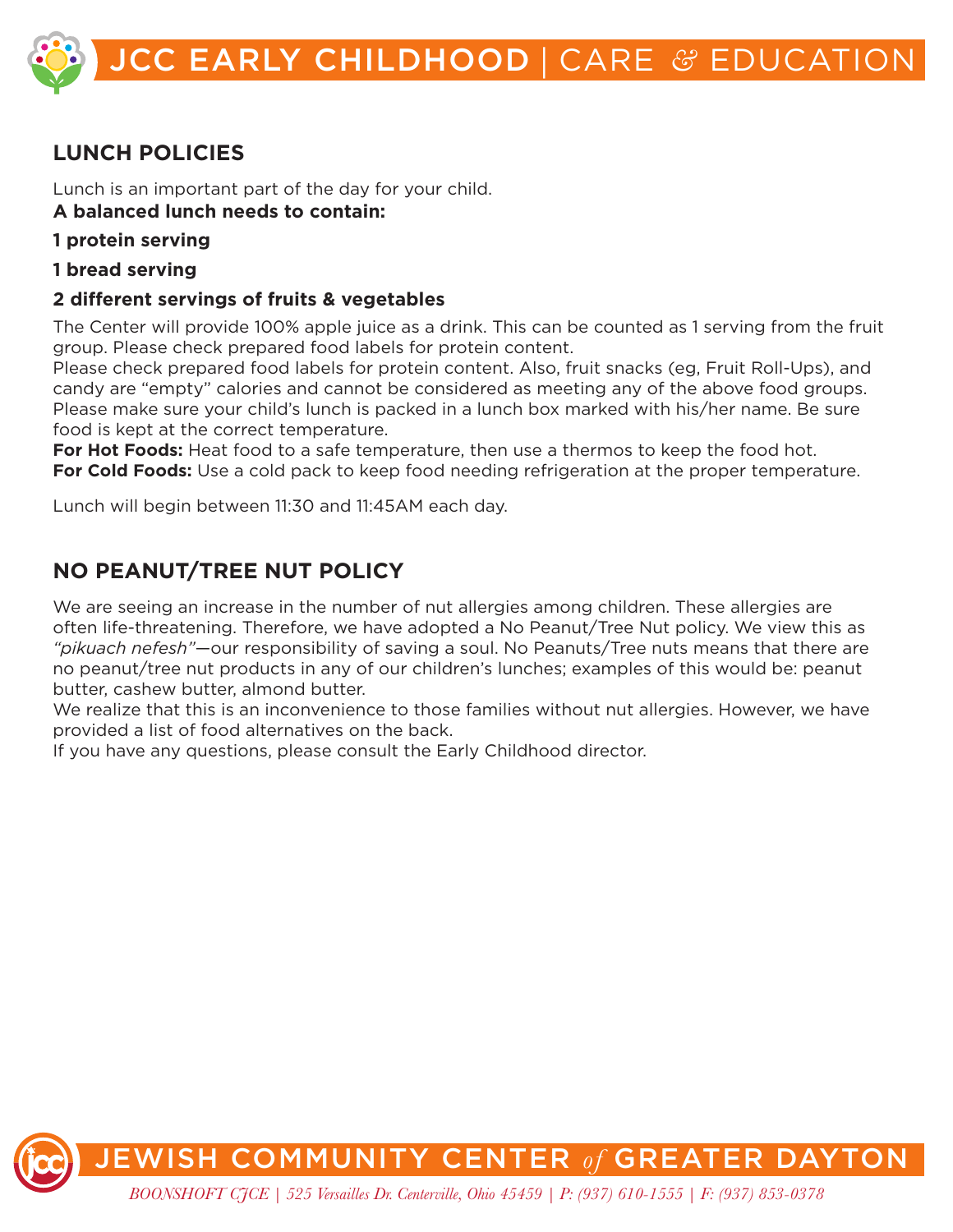## LUNCH POLICIES

Lunch is an important part of the day for your child.

**A balanced lunch needs to contain:**

**1 protein serving**

**1 bread serving**

**2 different servings of fruits & vegetables**

The Center will provide 100% apple juice as a drink. This can be counted as 1 serving from the fruit group. Please check prepared food labels for protein content.

Please check prepared food labels for protein content. Also, fruit snacks (eg, Fruit Roll-Ups), and candy are "empty" calories and cannot be considered as meeting any of the above food groups. Please make sure your child's lunch is packed in a lunch box marked with his/her name. Be sure food is kept at the correct temperature.

**For Hot Foods:** Heat food to a safe temperature, then use a thermos to keep the food hot.

**For Cold Foods:** Use a cold pack to keep food needing refrigeration at the proper temperature.

Lunch will begin between 11:30 and 11:45AM each day.

## NO PEANUT/TREE NUT POLICY

We are seeing an increase in the number of nut allergies among children. These allergies are often life-threatening. Therefore, we have adopted a No Peanut/Tree Nut policy. We view this as *"pikuach nefesh"*—our responsibility of saving a soul. No Peanuts/Tree nuts means that there are no peanut/tree nut products in any of our children's lunches; examples of this would be: peanut butter, cashew butter, almond butter.

We realize that this is an inconvenience to those families without nut allergies. However, we have provided a list of food alternatives on the back.

If you have any questions, please consult the Early Childhood director.